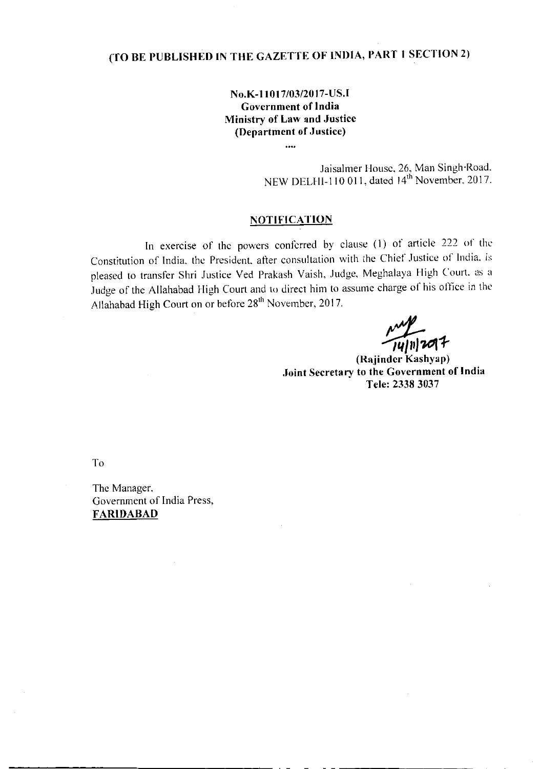**(TO BE PUBLISHED IN THE GAZETTE OF INDIA, PART I SECTION 2)**

**No.K-11017/03/2017-US.I**
**Government of India**
**Ministry of Law and Justice**
**(Department of Justice)**

....

Jaisalmer House, 26, Man Singh Road.
NEW DELHI-110 011, dated 14th November, 2017.

## NOTIFICATION

In exercise of the powers conferred by clause (1) of article 222 of the Constitution of India, the President, after consultation with the Chief Justice of India, is pleased to transfer Shri Justice Ved Prakash Vaish, Judge, Meghalaya High Court, as a Judge of the Allahabad High Court and to direct him to assume charge of his office in the Allahabad High Court on or before 28th November, 2017.

14/11/2017

**(Rajinder Kashyap)**
**Joint Secretary to the Government of India**
**Tele: 2338 3037**

To

The Manager,
Government of India Press,
**FARIDABAD**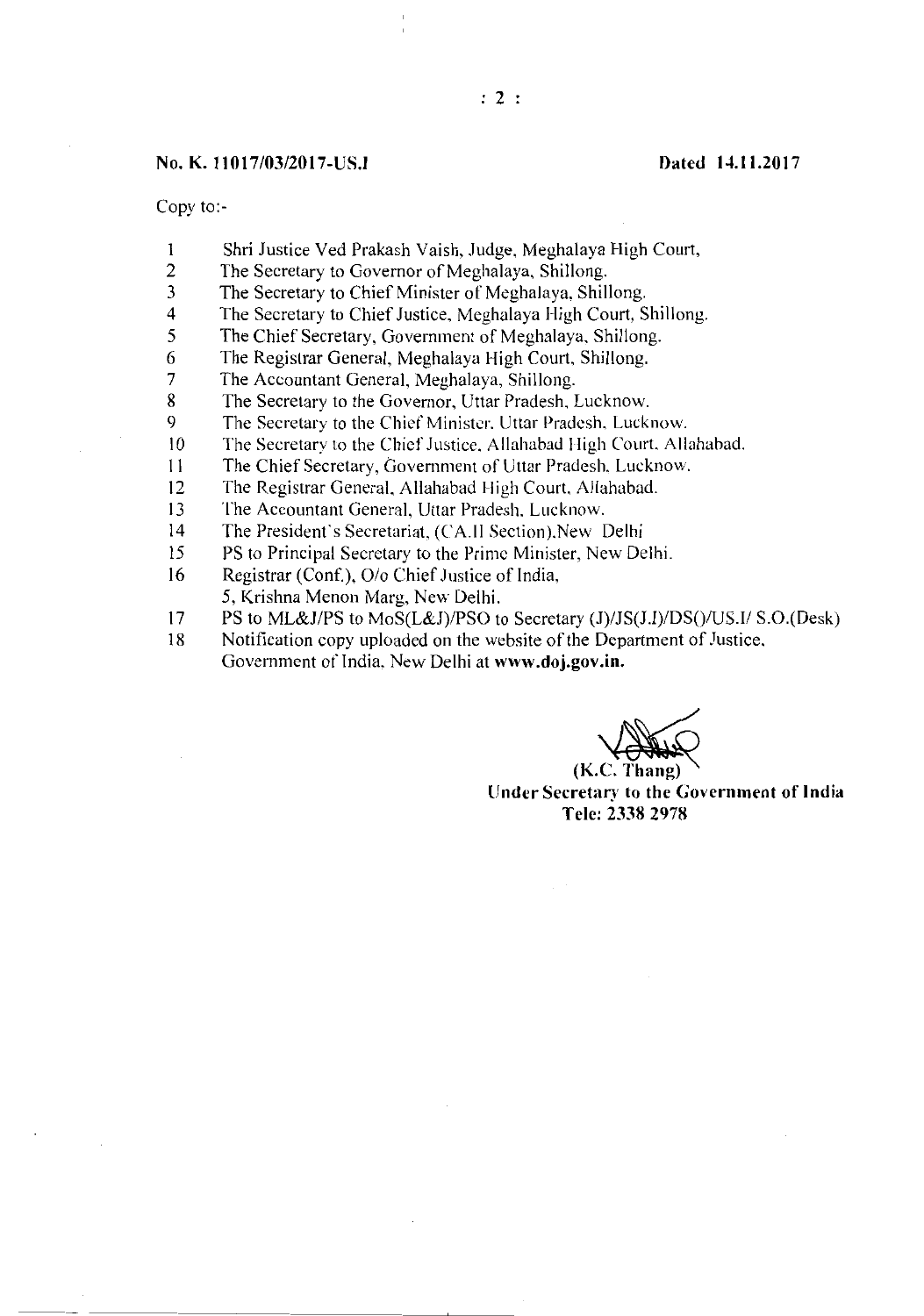**No. K. 11017/03/2017-US.I** **Dated 14.11.2017**

Copy to:-

1. Shri Justice Ved Prakash Vaish, Judge, Meghalaya High Court,
2. The Secretary to Governor of Meghalaya, Shillong.
3. The Secretary to Chief Minister of Meghalaya, Shillong.
4. The Secretary to Chief Justice, Meghalaya High Court, Shillong.
5. The Chief Secretary, Government of Meghalaya, Shillong.
6. The Registrar General, Meghalaya High Court, Shillong.
7. The Accountant General, Meghalaya, Shillong.
8. The Secretary to the Governor, Uttar Pradesh, Lucknow.
9. The Secretary to the Chief Minister, Uttar Pradesh, Lucknow.
10. The Secretary to the Chief Justice, Allahabad High Court, Allahabad.
11. The Chief Secretary, Government of Uttar Pradesh, Lucknow.
12. The Registrar General, Allahabad High Court, Allahabad.
13. The Accountant General, Uttar Pradesh, Lucknow.
14. The President's Secretariat, (CA.II Section),New Delhi
15. PS to Principal Secretary to the Prime Minister, New Delhi.
16. Registrar (Conf.), O/o Chief Justice of India, 5, Krishna Menon Marg, New Delhi.
17. PS to ML&J/PS to MoS(L&J)/PSO to Secretary (J)/JS(J.I)/DS()/US.I/ S.O.(Desk)
18. Notification copy uploaded on the website of the Department of Justice, Government of India, New Delhi at **www.doj.gov.in.**

**(K.C. Thang)**
**Under Secretary to the Government of India**
**Tele: 2338 2978**